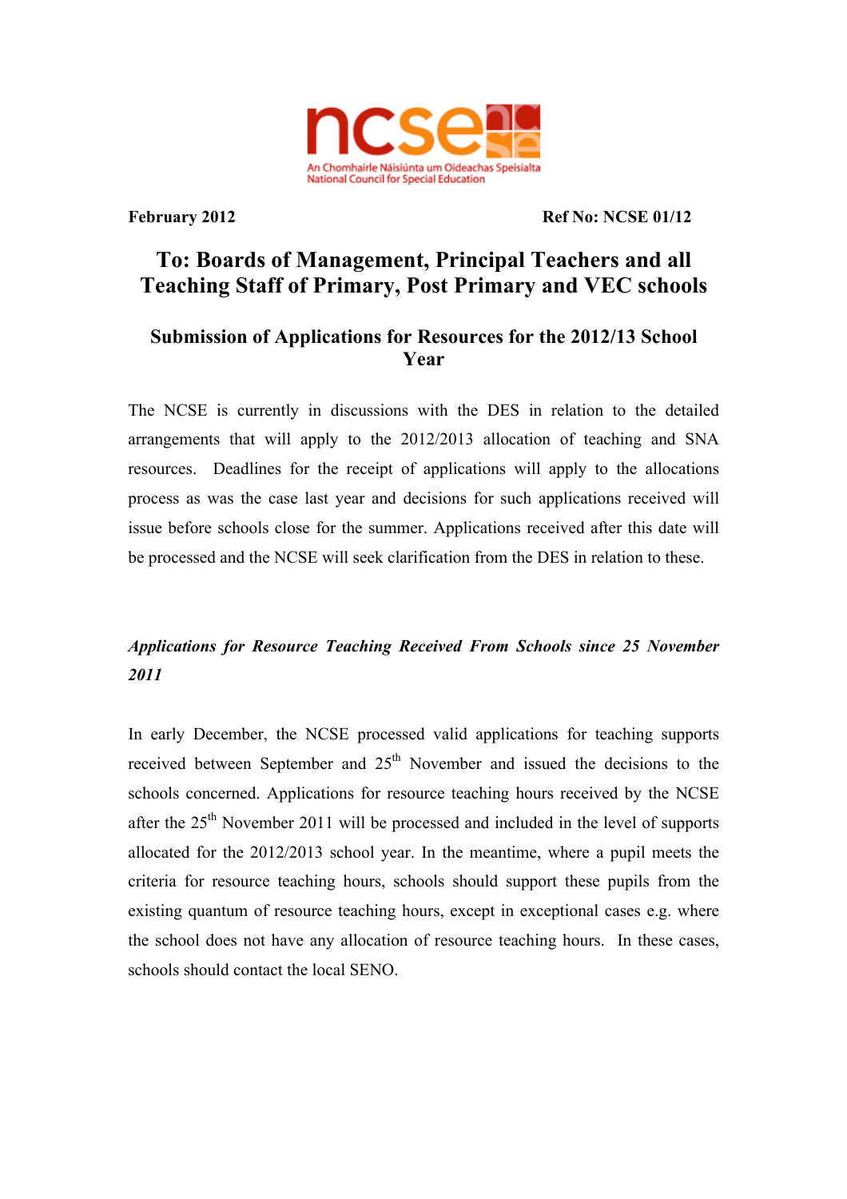ncse

An Chomhairle Náisiúnta um Oideachas Speisialta
National Council for Special Education

**February 2012** **Ref No: NCSE 01/12**

# To: Boards of Management, Principal Teachers and all Teaching Staff of Primary, Post Primary and VEC schools

## Submission of Applications for Resources for the 2012/13 School Year

The NCSE is currently in discussions with the DES in relation to the detailed arrangements that will apply to the 2012/2013 allocation of teaching and SNA resources. Deadlines for the receipt of applications will apply to the allocations process as was the case last year and decisions for such applications received will issue before schools close for the summer. Applications received after this date will be processed and the NCSE will seek clarification from the DES in relation to these.

### *Applications for Resource Teaching Received From Schools since 25 November 2011*

In early December, the NCSE processed valid applications for teaching supports received between September and 25th November and issued the decisions to the schools concerned. Applications for resource teaching hours received by the NCSE after the 25th November 2011 will be processed and included in the level of supports allocated for the 2012/2013 school year. In the meantime, where a pupil meets the criteria for resource teaching hours, schools should support these pupils from the existing quantum of resource teaching hours, except in exceptional cases e.g. where the school does not have any allocation of resource teaching hours. In these cases, schools should contact the local SENO.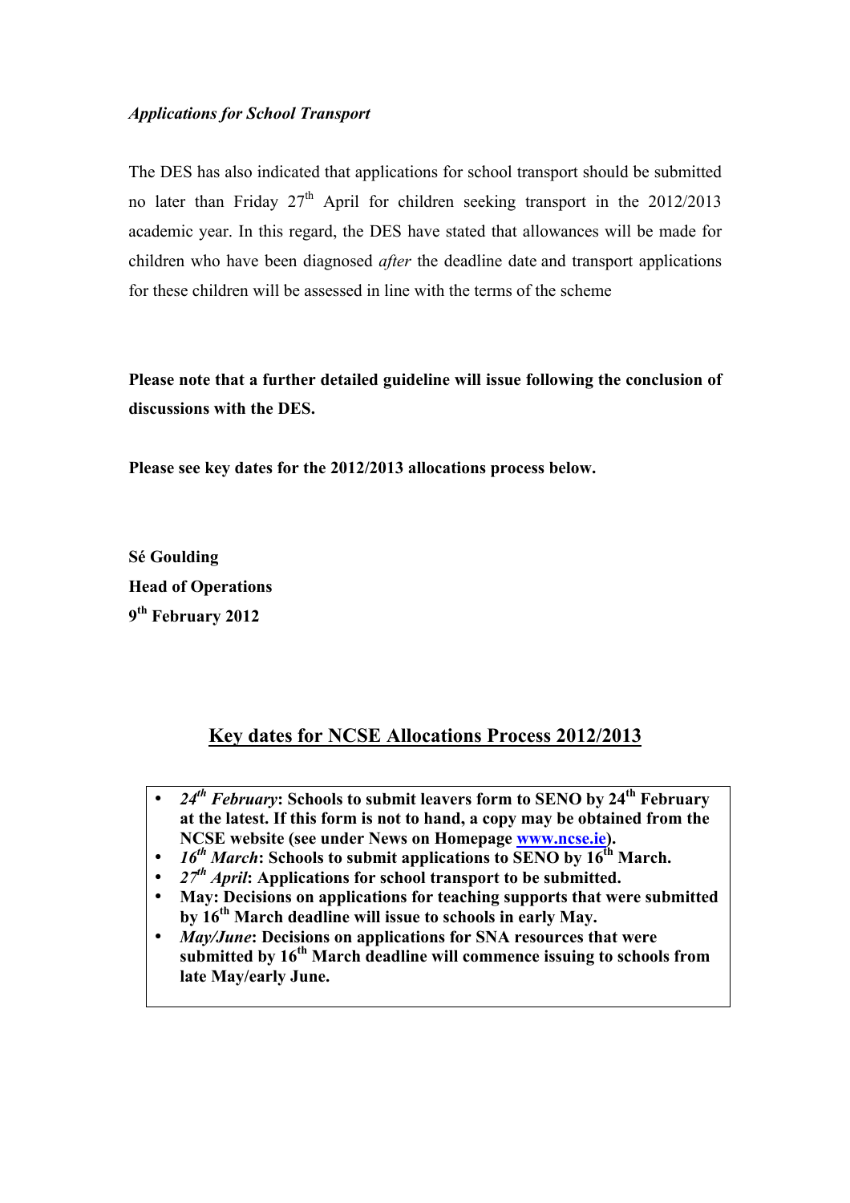*Applications for School Transport*

The DES has also indicated that applications for school transport should be submitted no later than Friday 27th April for children seeking transport in the 2012/2013 academic year. In this regard, the DES have stated that allowances will be made for children who have been diagnosed *after* the deadline date and transport applications for these children will be assessed in line with the terms of the scheme

**Please note that a further detailed guideline will issue following the conclusion of discussions with the DES.**

**Please see key dates for the 2012/2013 allocations process below.**

**Sé Goulding**
**Head of Operations**
**9th February 2012**

## Key dates for NCSE Allocations Process 2012/2013

- ***24th February*: Schools to submit leavers form to SENO by 24th February at the latest. If this form is not to hand, a copy may be obtained from the NCSE website (see under News on Homepage [www.ncse.ie](http://www.ncse.ie)).**
- ***16th March*: Schools to submit applications to SENO by 16th March.**
- ***27th April*: Applications for school transport to be submitted.**
- **May: Decisions on applications for teaching supports that were submitted by 16th March deadline will issue to schools in early May.**
- ***May/June*: Decisions on applications for SNA resources that were submitted by 16th March deadline will commence issuing to schools from late May/early June.**